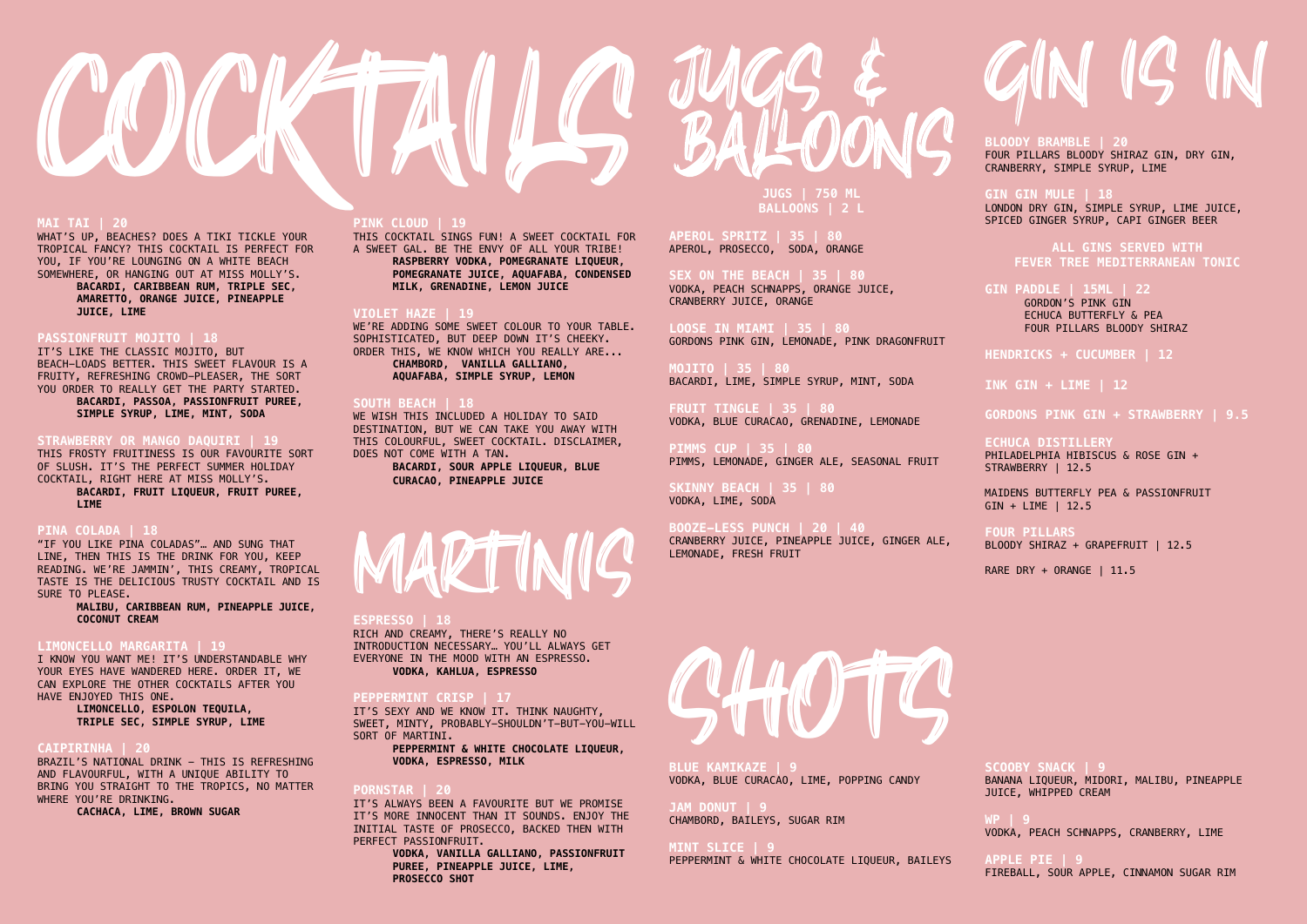# COCKTAILS

### MAI TAI | 20

WHAT'S UP, BEACHES? DOES A TIKI TICKLE YOUR TROPICAL FANCY? THIS COCKTAIL IS PERFECT FOR YOU, IF YOU'RE LOUNGING ON A WHITE BEACH SOMEWHERE, OR HANGING OUT AT MISS MOLLY'S.

**BACARDI, CARIBBEAN RUM, TRIPLE SEC, AMARETTO, ORANGE JUICE, PINEAPPLE JUICE, LIME**

### PASSIONFRUIT MOJITO | 18

IT'S LIKE THE CLASSIC MOJITO, BUT BEACH-LOADS BETTER. THIS SWEET FLAVOUR IS A FRUITY, REFRESHING CROWD-PLEASER, THE SORT YOU ORDER TO REALLY GET THE PARTY STARTED.

**BACARDI, PASSOA, PASSIONFRUIT PUREE, SIMPLE SYRUP, LIME, MINT, SODA**

### STRAWBERRY OR MANGO DAQUIRI | 19

THIS FROSTY FRUITINESS IS OUR FAVOURITE SORT OF SLUSH. IT'S THE PERFECT SUMMER HOLIDAY COCKTAIL, RIGHT HERE AT MISS MOLLY'S.

**BACARDI, FRUIT LIQUEUR, FRUIT PUREE, LIME**

### PINA COLADA | 18

"IF YOU LIKE PINA COLADAS"… AND SUNG THAT LINE, THEN THIS IS THE DRINK FOR YOU, KEEP READING. WE'RE JAMMIN', THIS CREAMY, TROPICAL TASTE IS THE DELICIOUS TRUSTY COCKTAIL AND IS SURE TO PLEASE.

**MALIBU, CARIBBEAN RUM, PINEAPPLE JUICE, COCONUT CREAM**

### LIMONCELLO MARGARITA | 19

I KNOW YOU WANT ME! IT'S UNDERSTANDABLE WHY YOUR EYES HAVE WANDERED HERE. ORDER IT, WE CAN EXPLORE THE OTHER COCKTAILS AFTER YOU HAVE ENJOYED THIS ONE.

**LIMONCELLO, ESPOLON TEQUILA, TRIPLE SEC, SIMPLE SYRUP, LIME**

### CAIPIRINHA | 20

BRAZIL'S NATIONAL DRINK - THIS IS REFRESHING AND FLAVOURFUL, WITH A UNIQUE ABILITY TO BRING YOU STRAIGHT TO THE TROPICS, NO MATTER WHERE YOU'RE DRINKING.

**CACHACA, LIME, BROWN SUGAR**

### PINK CLOUD | 19

THIS COCKTAIL SINGS FUN! A SWEET COCKTAIL FOR A SWEET GAL. BE THE ENVY OF ALL YOUR TRIBE!

**RASPBERRY VODKA, POMEGRANATE LIQUEUR, POMEGRANATE JUICE, AQUAFABA, CONDENSED MILK, GRENADINE, LEMON JUICE**

### VIOLET HAZE | 19

WE'RE ADDING SOME SWEET COLOUR TO YOUR TABLE. SOPHISTICATED, BUT DEEP DOWN IT'S CHEEKY. ORDER THIS, WE KNOW WHICH YOU REALLY ARE...

**CHAMBORD, VANILLA GALLIANO, AQUAFABA, SIMPLE SYRUP, LEMON**

### SOUTH BEACH | 18

WE WISH THIS INCLUDED A HOLIDAY TO SAID DESTINATION, BUT WE CAN TAKE YOU AWAY WITH THIS COLOURFUL, SWEET COCKTAIL. DISCLAIMER, DOES NOT COME WITH A TAN.

**BACARDI, SOUR APPLE LIQUEUR, BLUE CURACAO, PINEAPPLE JUICE**

# MARTINIS

### ESPRESSO | 18

RICH AND CREAMY, THERE'S REALLY NO INTRODUCTION NECESSARY… YOU'LL ALWAYS GET EVERYONE IN THE MOOD WITH AN ESPRESSO.

**VODKA, KAHLUA, ESPRESSO**

### PEPPERMINT CRISP | 17

IT'S SEXY AND WE KNOW IT. THINK NAUGHTY, SWEET, MINTY, PROBABLY-SHOULDN'T-BUT-YOU-WILL SORT OF MARTINI.

**PEPPERMINT & WHITE CHOCOLATE LIQUEUR, VODKA, ESPRESSO, MILK**

### PORNSTAR | 20

IT'S ALWAYS BEEN A FAVOURITE BUT WE PROMISE IT'S MORE INNOCENT THAN IT SOUNDS. ENJOY THE INITIAL TASTE OF PROSECCO, BACKED THEN WITH PERFECT PASSIONFRUIT.

**VODKA, VANILLA GALLIANO, PASSIONFRUIT PUREE, PINEAPPLE JUICE, LIME, PROSECCO SHOT**

# JUGS & BALLOONS

**JUGS | 750 ML**
**BALLOONS | 2 L**

### APEROL SPRITZ | 35 | 80
APEROL, PROSECCO, SODA, ORANGE

### SEX ON THE BEACH | 35 | 80
VODKA, PEACH SCHNAPPS, ORANGE JUICE, CRANBERRY JUICE, ORANGE

### LOOSE IN MIAMI | 35 | 80
GORDONS PINK GIN, LEMONADE, PINK DRAGONFRUIT

### MOJITO | 35 | 80
BACARDI, LIME, SIMPLE SYRUP, MINT, SODA

### FRUIT TINGLE | 35 | 80
VODKA, BLUE CURACAO, GRENADINE, LEMONADE

### PIMMS CUP | 35 | 80
PIMMS, LEMONADE, GINGER ALE, SEASONAL FRUIT

### SKINNY BEACH | 35 | 80
VODKA, LIME, SODA

### BOOZE-LESS PUNCH | 20 | 40
CRANBERRY JUICE, PINEAPPLE JUICE, GINGER ALE, LEMONADE, FRESH FRUIT

# GIN IS IN

### BLOODY BRAMBLE | 20
FOUR PILLARS BLOODY SHIRAZ GIN, DRY GIN, CRANBERRY, SIMPLE SYRUP, LIME

### GIN GIN MULE | 18
LONDON DRY GIN, SIMPLE SYRUP, LIME JUICE, SPICED GINGER SYRUP, CAPI GINGER BEER

**ALL GINS SERVED WITH FEVER TREE MEDITERRANEAN TONIC**

### GIN PADDLE | 15ML | 22
GORDON'S PINK GIN
ECHUCA BUTTERFLY & PEA
FOUR PILLARS BLOODY SHIRAZ

### HENDRICKS + CUCUMBER | 12

### INK GIN + LIME | 12

### GORDONS PINK GIN + STRAWBERRY | 9.5

### ECHUCA DISTILLERY
PHILADELPHIA HIBISCUS & ROSE GIN + STRAWBERRY | 12.5

MAIDENS BUTTERFLY PEA & PASSIONFRUIT GIN + LIME | 12.5

### FOUR PILLARS
BLOODY SHIRAZ + GRAPEFRUIT | 12.5

RARE DRY + ORANGE | 11.5

# SHOTS

### BLUE KAMIKAZE | 9
VODKA, BLUE CURACAO, LIME, POPPING CANDY

### JAM DONUT | 9
CHAMBORD, BAILEYS, SUGAR RIM

### MINT SLICE | 9
PEPPERMINT & WHITE CHOCOLATE LIQUEUR, BAILEYS

### SCOOBY SNACK | 9
BANANA LIQUEUR, MIDORI, MALIBU, PINEAPPLE JUICE, WHIPPED CREAM

### WP | 9
VODKA, PEACH SCHNAPPS, CRANBERRY, LIME

### APPLE PIE | 9
FIREBALL, SOUR APPLE, CINNAMON SUGAR RIM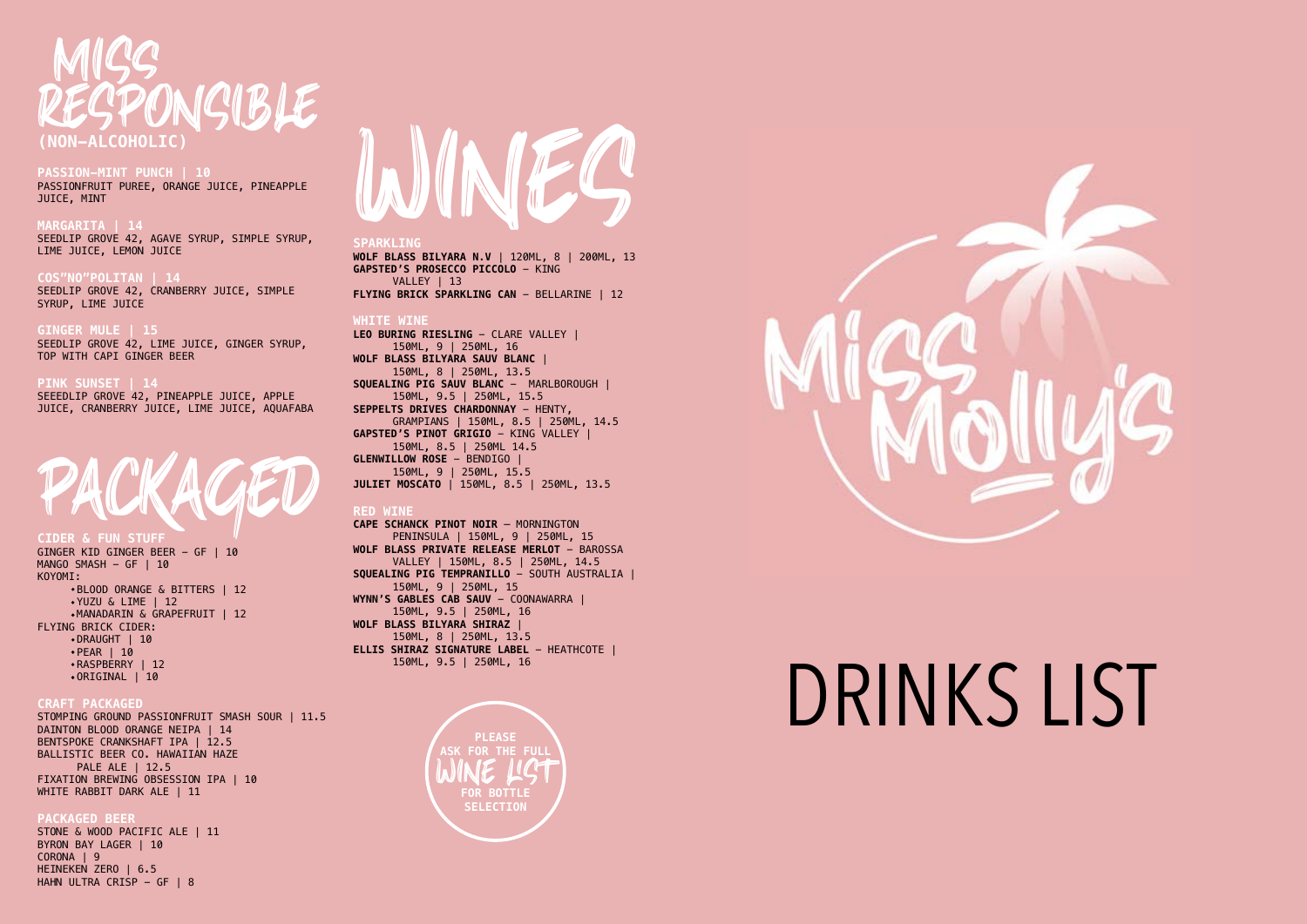# MISS RESPONSIBLE

**(NON-ALCOHOLIC)**

**PASSION-MINT PUNCH | 10**
PASSIONFRUIT PUREE, ORANGE JUICE, PINEAPPLE JUICE, MINT

**MARGARITA | 14**
SEEDLIP GROVE 42, AGAVE SYRUP, SIMPLE SYRUP, LIME JUICE, LEMON JUICE

**COS"NO"POLITAN | 14**
SEEDLIP GROVE 42, CRANBERRY JUICE, SIMPLE SYRUP, LIME JUICE

**GINGER MULE | 15**
SEEDLIP GROVE 42, LIME JUICE, GINGER SYRUP, TOP WITH CAPI GINGER BEER

**PINK SUNSET | 14**
SEEEDLIP GROVE 42, PINEAPPLE JUICE, APPLE JUICE, CRANBERRY JUICE, LIME JUICE, AQUAFABA

# PACKAGED

## CIDER & FUN STUFF

GINGER KID GINGER BEER - GF | 10
MANGO SMASH - GF | 10
KOYOMI:

- BLOOD ORANGE & BITTERS | 12
- YUZU & LIME | 12
- MANADARIN & GRAPEFRUIT | 12

FLYING BRICK CIDER:

- DRAUGHT | 10
- PEAR | 10
- RASPBERRY | 12
- ORIGINAL | 10

## CRAFT PACKAGED

STOMPING GROUND PASSIONFRUIT SMASH SOUR | 11.5
DAINTON BLOOD ORANGE NEIPA | 14
BENTSPOKE CRANKSHAFT IPA | 12.5
BALLISTIC BEER CO. HAWAIIAN HAZE PALE ALE | 12.5
FIXATION BREWING OBSESSION IPA | 10
WHITE RABBIT DARK ALE | 11

## PACKAGED BEER

STONE & WOOD PACIFIC ALE | 11
BYRON BAY LAGER | 10
CORONA | 9
HEINEKEN ZERO | 6.5
HAHN ULTRA CRISP - GF | 8

# WINES

## SPARKLING

**WOLF BLASS BILYARA N.V** | 120ML, 8 | 200ML, 13
**GAPSTED'S PROSECCO PICCOLO** - KING VALLEY | 13
**FLYING BRICK SPARKLING CAN** - BELLARINE | 12

## WHITE WINE

**LEO BURING RIESLING** - CLARE VALLEY | 150ML, 9 | 250ML, 16
**WOLF BLASS BILYARA SAUV BLANC** | 150ML, 8 | 250ML, 13.5
**SQUEALING PIG SAUV BLANC** - MARLBOROUGH | 150ML, 9.5 | 250ML, 15.5
**SEPPELTS DRIVES CHARDONNAY** - HENTY, GRAMPIANS | 150ML, 8.5 | 250ML, 14.5
**GAPSTED'S PINOT GRIGIO** - KING VALLEY | 150ML, 8.5 | 250ML 14.5
**GLENWILLOW ROSE** - BENDIGO | 150ML, 9 | 250ML, 15.5
**JULIET MOSCATO** | 150ML, 8.5 | 250ML, 13.5

## RED WINE

**CAPE SCHANCK PINOT NOIR** - MORNINGTON PENINSULA | 150ML, 9 | 250ML, 15
**WOLF BLASS PRIVATE RELEASE MERLOT** - BAROSSA VALLEY | 150ML, 8.5 | 250ML, 14.5
**SQUEALING PIG TEMPRANILLO** - SOUTH AUSTRALIA | 150ML, 9 | 250ML, 15
**WYNN'S GABLES CAB SAUV** - COONAWARRA | 150ML, 9.5 | 250ML, 16
**WOLF BLASS BILYARA SHIRAZ** | 150ML, 8 | 250ML, 13.5
**ELLIS SHIRAZ SIGNATURE LABEL** - HEATHCOTE | 150ML, 9.5 | 250ML, 16

PLEASE ASK FOR THE FULL WINE LIST FOR BOTTLE SELECTION

Miss Mollys

# DRINKS LIST